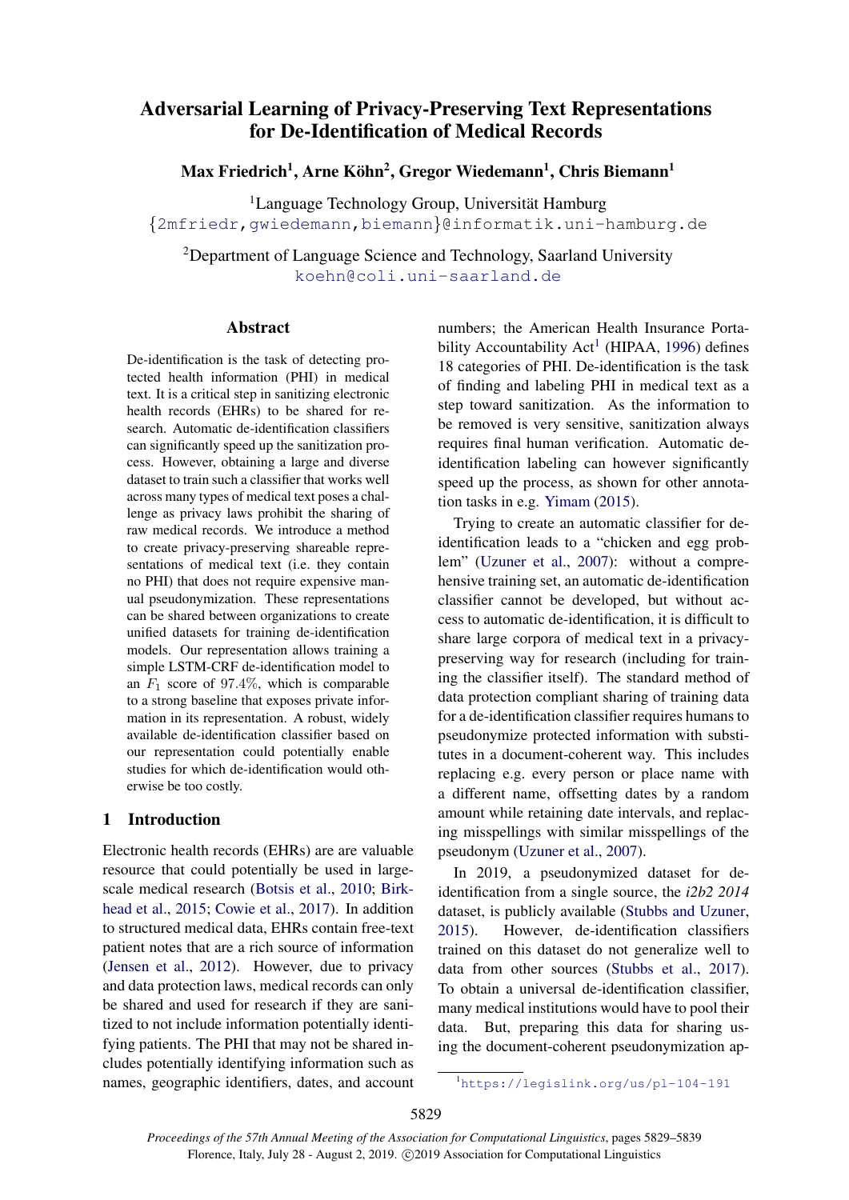# Adversarial Learning of Privacy-Preserving Text Representations for De-Identification of Medical Records

**Max Friedrich[1], Arne Köhn[2], Gregor Wiedemann[1], Chris Biemann[1]**

[1]Language Technology Group, Universität Hamburg
{2mfriedr,gwiedemann,biemann}@informatik.uni-hamburg.de

[2]Department of Language Science and Technology, Saarland University
koehn@coli.uni-saarland.de

## Abstract

De-identification is the task of detecting protected health information (PHI) in medical text. It is a critical step in sanitizing electronic health records (EHRs) to be shared for research. Automatic de-identification classifiers can significantly speed up the sanitization process. However, obtaining a large and diverse dataset to train such a classifier that works well across many types of medical text poses a challenge as privacy laws prohibit the sharing of raw medical records. We introduce a method to create privacy-preserving shareable representations of medical text (i.e. they contain no PHI) that does not require expensive manual pseudonymization. These representations can be shared between organizations to create unified datasets for training de-identification models. Our representation allows training a simple LSTM-CRF de-identification model to an $F_1$ score of 97.4%, which is comparable to a strong baseline that exposes private information in its representation. A robust, widely available de-identification classifier based on our representation could potentially enable studies for which de-identification would otherwise be too costly.

## 1 Introduction

Electronic health records (EHRs) are are valuable resource that could potentially be used in large-scale medical research (Botsis et al., 2010; Birkhead et al., 2015; Cowie et al., 2017). In addition to structured medical data, EHRs contain free-text patient notes that are a rich source of information (Jensen et al., 2012). However, due to privacy and data protection laws, medical records can only be shared and used for research if they are sanitized to not include information potentially identifying patients. The PHI that may not be shared includes potentially identifying information such as names, geographic identifiers, dates, and account numbers; the American Health Insurance Portability Accountability Act[1] (HIPAA, 1996) defines 18 categories of PHI. De-identification is the task of finding and labeling PHI in medical text as a step toward sanitization. As the information to be removed is very sensitive, sanitization always requires final human verification. Automatic de-identification labeling can however significantly speed up the process, as shown for other annotation tasks in e.g. Yimam (2015).

Trying to create an automatic classifier for de-identification leads to a "chicken and egg problem" (Uzuner et al., 2007): without a comprehensive training set, an automatic de-identification classifier cannot be developed, but without access to automatic de-identification, it is difficult to share large corpora of medical text in a privacy-preserving way for research (including for training the classifier itself). The standard method of data protection compliant sharing of training data for a de-identification classifier requires humans to pseudonymize protected information with substitutes in a document-coherent way. This includes replacing e.g. every person or place name with a different name, offsetting dates by a random amount while retaining date intervals, and replacing misspellings with similar misspellings of the pseudonym (Uzuner et al., 2007).

In 2019, a pseudonymized dataset for de-identification from a single source, the *i2b2 2014* dataset, is publicly available (Stubbs and Uzuner, 2015). However, de-identification classifiers trained on this dataset do not generalize well to data from other sources (Stubbs et al., 2017). To obtain a universal de-identification classifier, many medical institutions would have to pool their data. But, preparing this data for sharing using the document-coherent pseudonymization ap-

[1]https://legislink.org/us/pl-104-191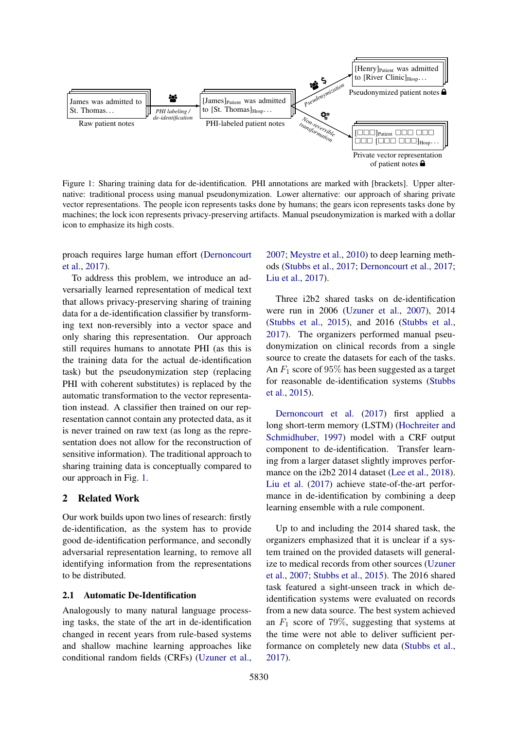Figure 1: Sharing training data for de-identification. PHI annotations are marked with [brackets]. Upper alternative: traditional process using manual pseudonymization. Lower alternative: our approach of sharing private vector representations. The people icon represents tasks done by humans; the gears icon represents tasks done by machines; the lock icon represents privacy-preserving artifacts. Manual pseudonymization is marked with a dollar icon to emphasize its high costs.

proach requires large human effort (Dernoncourt et al., 2017).

To address this problem, we introduce an adversarially learned representation of medical text that allows privacy-preserving sharing of training data for a de-identification classifier by transforming text non-reversibly into a vector space and only sharing this representation. Our approach still requires humans to annotate PHI (as this is the training data for the actual de-identification task) but the pseudonymization step (replacing PHI with coherent substitutes) is replaced by the automatic transformation to the vector representation instead. A classifier then trained on our representation cannot contain any protected data, as it is never trained on raw text (as long as the representation does not allow for the reconstruction of sensitive information). The traditional approach to sharing training data is conceptually compared to our approach in Fig. 1.

## 2 Related Work

Our work builds upon two lines of research: firstly de-identification, as the system has to provide good de-identification performance, and secondly adversarial representation learning, to remove all identifying information from the representations to be distributed.

### 2.1 Automatic De-Identification

Analogously to many natural language processing tasks, the state of the art in de-identification changed in recent years from rule-based systems and shallow machine learning approaches like conditional random fields (CRFs) (Uzuner et al., 2007; Meystre et al., 2010) to deep learning methods (Stubbs et al., 2017; Dernoncourt et al., 2017; Liu et al., 2017).

Three i2b2 shared tasks on de-identification were run in 2006 (Uzuner et al., 2007), 2014 (Stubbs et al., 2015), and 2016 (Stubbs et al., 2017). The organizers performed manual pseudonymization on clinical records from a single source to create the datasets for each of the tasks. An $F_1$ score of $95\%$ has been suggested as a target for reasonable de-identification systems (Stubbs et al., 2015).

Dernoncourt et al. (2017) first applied a long short-term memory (LSTM) (Hochreiter and Schmidhuber, 1997) model with a CRF output component to de-identification. Transfer learning from a larger dataset slightly improves performance on the i2b2 2014 dataset (Lee et al., 2018). Liu et al. (2017) achieve state-of-the-art performance in de-identification by combining a deep learning ensemble with a rule component.

Up to and including the 2014 shared task, the organizers emphasized that it is unclear if a system trained on the provided datasets will generalize to medical records from other sources (Uzuner et al., 2007; Stubbs et al., 2015). The 2016 shared task featured a sight-unseen track in which de-identification systems were evaluated on records from a new data source. The best system achieved an $F_1$ score of $79\%$, suggesting that systems at the time were not able to deliver sufficient performance on completely new data (Stubbs et al., 2017).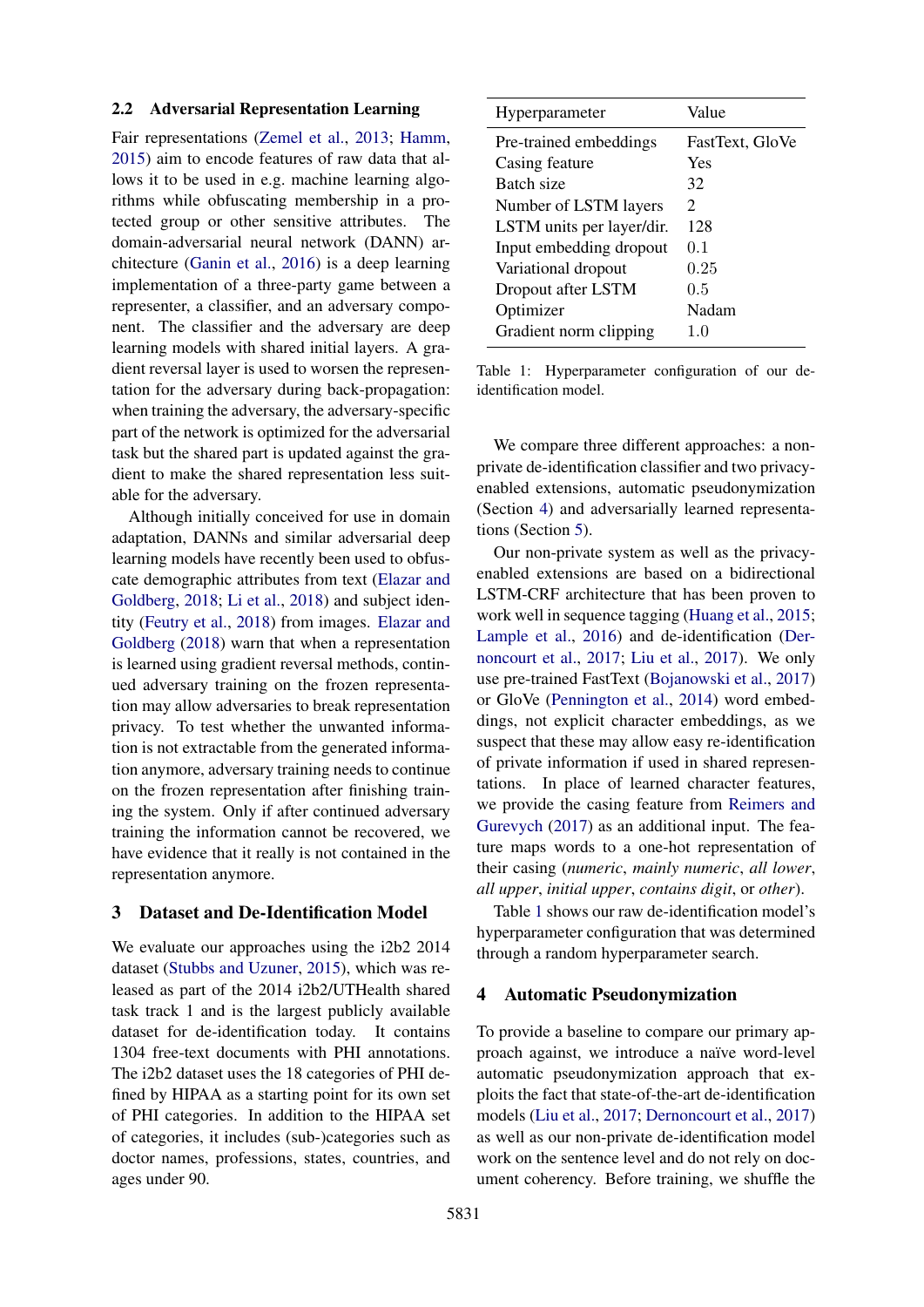### 2.2 Adversarial Representation Learning

Fair representations (Zemel et al., 2013; Hamm, 2015) aim to encode features of raw data that allows it to be used in e.g. machine learning algorithms while obfuscating membership in a protected group or other sensitive attributes. The domain-adversarial neural network (DANN) architecture (Ganin et al., 2016) is a deep learning implementation of a three-party game between a representer, a classifier, and an adversary component. The classifier and the adversary are deep learning models with shared initial layers. A gradient reversal layer is used to worsen the representation for the adversary during back-propagation: when training the adversary, the adversary-specific part of the network is optimized for the adversarial task but the shared part is updated against the gradient to make the shared representation less suitable for the adversary.

Although initially conceived for use in domain adaptation, DANNs and similar adversarial deep learning models have recently been used to obfuscate demographic attributes from text (Elazar and Goldberg, 2018; Li et al., 2018) and subject identity (Feutry et al., 2018) from images. Elazar and Goldberg (2018) warn that when a representation is learned using gradient reversal methods, continued adversary training on the frozen representation may allow adversaries to break representation privacy. To test whether the unwanted information is not extractable from the generated information anymore, adversary training needs to continue on the frozen representation after finishing training the system. Only if after continued adversary training the information cannot be recovered, we have evidence that it really is not contained in the representation anymore.

## 3 Dataset and De-Identification Model

We evaluate our approaches using the i2b2 2014 dataset (Stubbs and Uzuner, 2015), which was released as part of the 2014 i2b2/UTHealth shared task track 1 and is the largest publicly available dataset for de-identification today. It contains 1304 free-text documents with PHI annotations. The i2b2 dataset uses the 18 categories of PHI defined by HIPAA as a starting point for its own set of PHI categories. In addition to the HIPAA set of categories, it includes (sub-)categories such as doctor names, professions, states, countries, and ages under 90.

| Hyperparameter | Value |
|---|---|
| Pre-trained embeddings | FastText, GloVe |
| Casing feature | Yes |
| Batch size | 32 |
| Number of LSTM layers | 2 |
| LSTM units per layer/dir. | 128 |
| Input embedding dropout | 0.1 |
| Variational dropout | 0.25 |
| Dropout after LSTM | 0.5 |
| Optimizer | Nadam |
| Gradient norm clipping | 1.0 |

Table 1: Hyperparameter configuration of our de-identification model.

We compare three different approaches: a non-private de-identification classifier and two privacy-enabled extensions, automatic pseudonymization (Section 4) and adversarially learned representations (Section 5).

Our non-private system as well as the privacy-enabled extensions are based on a bidirectional LSTM-CRF architecture that has been proven to work well in sequence tagging (Huang et al., 2015; Lample et al., 2016) and de-identification (Dernoncourt et al., 2017; Liu et al., 2017). We only use pre-trained FastText (Bojanowski et al., 2017) or GloVe (Pennington et al., 2014) word embeddings, not explicit character embeddings, as we suspect that these may allow easy re-identification of private information if used in shared representations. In place of learned character features, we provide the casing feature from Reimers and Gurevych (2017) as an additional input. The feature maps words to a one-hot representation of their casing (*numeric*, *mainly numeric*, *all lower*, *all upper*, *initial upper*, *contains digit*, or *other*).

Table 1 shows our raw de-identification model's hyperparameter configuration that was determined through a random hyperparameter search.

## 4 Automatic Pseudonymization

To provide a baseline to compare our primary approach against, we introduce a naïve word-level automatic pseudonymization approach that exploits the fact that state-of-the-art de-identification models (Liu et al., 2017; Dernoncourt et al., 2017) as well as our non-private de-identification model work on the sentence level and do not rely on document coherency. Before training, we shuffle the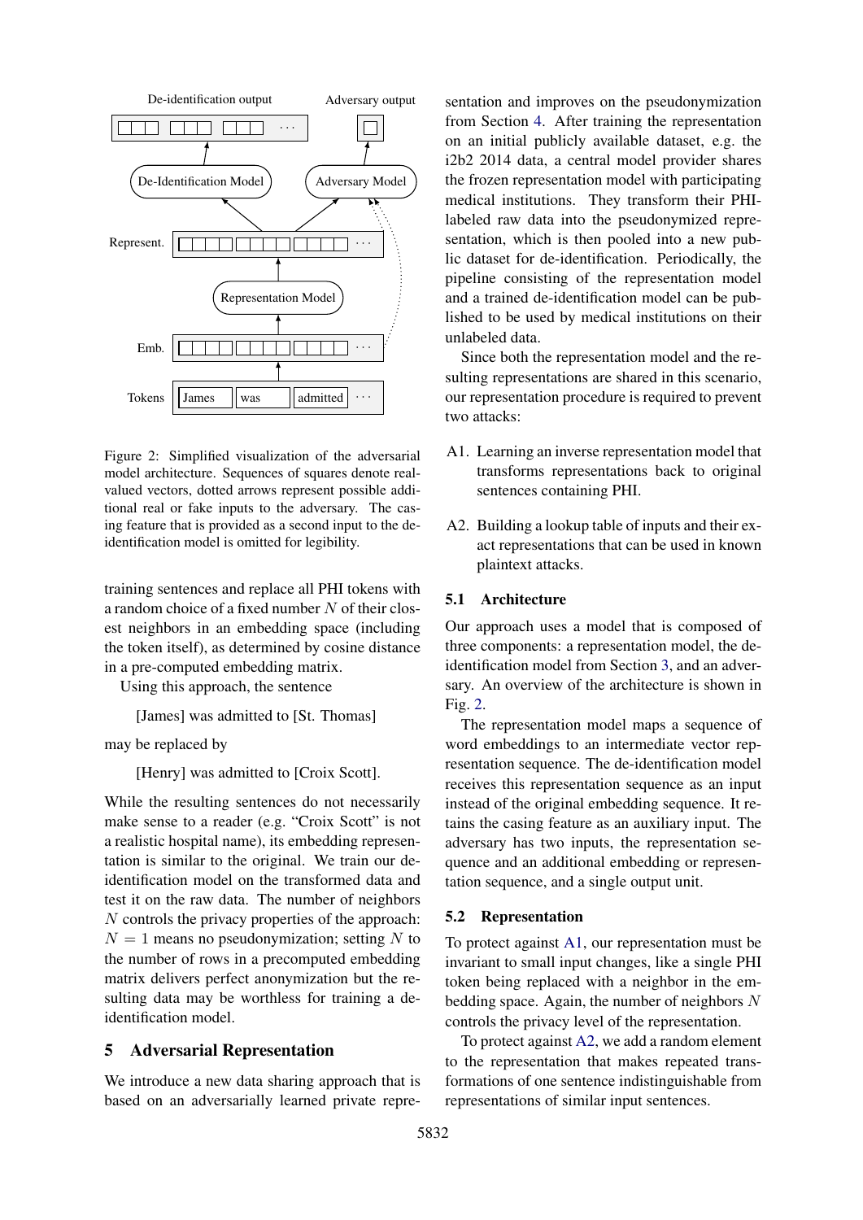Figure 2: Simplified visualization of the adversarial model architecture. Sequences of squares denote real-valued vectors, dotted arrows represent possible additional real or fake inputs to the adversary. The casing feature that is provided as a second input to the de-identification model is omitted for legibility.

training sentences and replace all PHI tokens with a random choice of a fixed number $N$ of their closest neighbors in an embedding space (including the token itself), as determined by cosine distance in a pre-computed embedding matrix.

Using this approach, the sentence

> [James] was admitted to [St. Thomas]

may be replaced by

> [Henry] was admitted to [Croix Scott].

While the resulting sentences do not necessarily make sense to a reader (e.g. "Croix Scott" is not a realistic hospital name), its embedding representation is similar to the original. We train our de-identification model on the transformed data and test it on the raw data. The number of neighbors $N$ controls the privacy properties of the approach: $N = 1$ means no pseudonymization; setting $N$ to the number of rows in a precomputed embedding matrix delivers perfect anonymization but the resulting data may be worthless for training a de-identification model.

## 5 Adversarial Representation

We introduce a new data sharing approach that is based on an adversarially learned private representation and improves on the pseudonymization from Section 4. After training the representation on an initial publicly available dataset, e.g. the i2b2 2014 data, a central model provider shares the frozen representation model with participating medical institutions. They transform their PHI-labeled raw data into the pseudonymized representation, which is then pooled into a new public dataset for de-identification. Periodically, the pipeline consisting of the representation model and a trained de-identification model can be published to be used by medical institutions on their unlabeled data.

Since both the representation model and the resulting representations are shared in this scenario, our representation procedure is required to prevent two attacks:

A1. Learning an inverse representation model that transforms representations back to original sentences containing PHI.

A2. Building a lookup table of inputs and their exact representations that can be used in known plaintext attacks.

### 5.1 Architecture

Our approach uses a model that is composed of three components: a representation model, the de-identification model from Section 3, and an adversary. An overview of the architecture is shown in Fig. 2.

The representation model maps a sequence of word embeddings to an intermediate vector representation sequence. The de-identification model receives this representation sequence as an input instead of the original embedding sequence. It retains the casing feature as an auxiliary input. The adversary has two inputs, the representation sequence and an additional embedding or representation sequence, and a single output unit.

### 5.2 Representation

To protect against A1, our representation must be invariant to small input changes, like a single PHI token being replaced with a neighbor in the embedding space. Again, the number of neighbors $N$ controls the privacy level of the representation.

To protect against A2, we add a random element to the representation that makes repeated transformations of one sentence indistinguishable from representations of similar input sentences.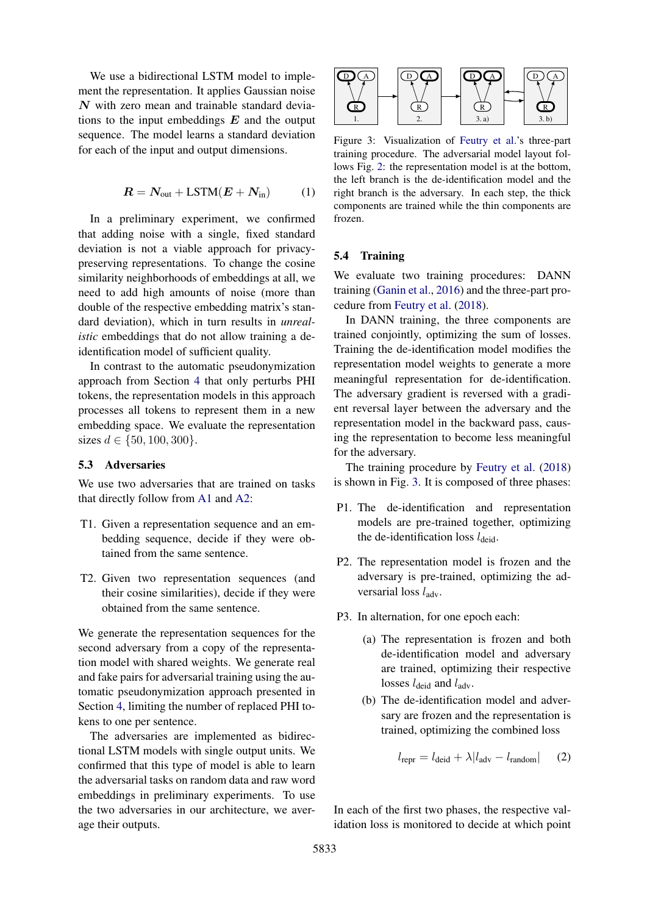We use a bidirectional LSTM model to implement the representation. It applies Gaussian noise $\boldsymbol{N}$ with zero mean and trainable standard deviations to the input embeddings $\boldsymbol{E}$ and the output sequence. The model learns a standard deviation for each of the input and output dimensions.

$$\boldsymbol{R} = \boldsymbol{N}_{\text{out}} + \text{LSTM}(\boldsymbol{E} + \boldsymbol{N}_{\text{in}}) \tag{1}$$

In a preliminary experiment, we confirmed that adding noise with a single, fixed standard deviation is not a viable approach for privacy-preserving representations. To change the cosine similarity neighborhoods of embeddings at all, we need to add high amounts of noise (more than double of the respective embedding matrix's standard deviation), which in turn results in *unrealistic* embeddings that do not allow training a de-identification model of sufficient quality.

In contrast to the automatic pseudonymization approach from Section 4 that only perturbs PHI tokens, the representation models in this approach processes all tokens to represent them in a new embedding space. We evaluate the representation sizes $d \in \{50, 100, 300\}$.

### 5.3 Adversaries

We use two adversaries that are trained on tasks that directly follow from A1 and A2:

T1. Given a representation sequence and an embedding sequence, decide if they were obtained from the same sentence.

T2. Given two representation sequences (and their cosine similarities), decide if they were obtained from the same sentence.

We generate the representation sequences for the second adversary from a copy of the representation model with shared weights. We generate real and fake pairs for adversarial training using the automatic pseudonymization approach presented in Section 4, limiting the number of replaced PHI tokens to one per sentence.

The adversaries are implemented as bidirectional LSTM models with single output units. We confirmed that this type of model is able to learn the adversarial tasks on random data and raw word embeddings in preliminary experiments. To use the two adversaries in our architecture, we average their outputs.

Figure 3: Visualization of Feutry et al.'s three-part training procedure. The adversarial model layout follows Fig. 2: the representation model is at the bottom, the left branch is the de-identification model and the right branch is the adversary. In each step, the thick components are trained while the thin components are frozen.

### 5.4 Training

We evaluate two training procedures: DANN training (Ganin et al., 2016) and the three-part procedure from Feutry et al. (2018).

In DANN training, the three components are trained conjointly, optimizing the sum of losses. Training the de-identification model modifies the representation model weights to generate a more meaningful representation for de-identification. The adversary gradient is reversed with a gradient reversal layer between the adversary and the representation model in the backward pass, causing the representation to become less meaningful for the adversary.

The training procedure by Feutry et al. (2018) is shown in Fig. 3. It is composed of three phases:

P1. The de-identification and representation models are pre-trained together, optimizing the de-identification loss $l_{\text{deid}}$.

P2. The representation model is frozen and the adversary is pre-trained, optimizing the adversarial loss $l_{\text{adv}}$.

P3. In alternation, for one epoch each:

   (a) The representation is frozen and both de-identification model and adversary are trained, optimizing their respective losses $l_{\text{deid}}$ and $l_{\text{adv}}$.

   (b) The de-identification model and adversary are frozen and the representation is trained, optimizing the combined loss

$$l_{\text{repr}} = l_{\text{deid}} + \lambda |l_{\text{adv}} - l_{\text{random}}| \tag{2}$$

In each of the first two phases, the respective validation loss is monitored to decide at which point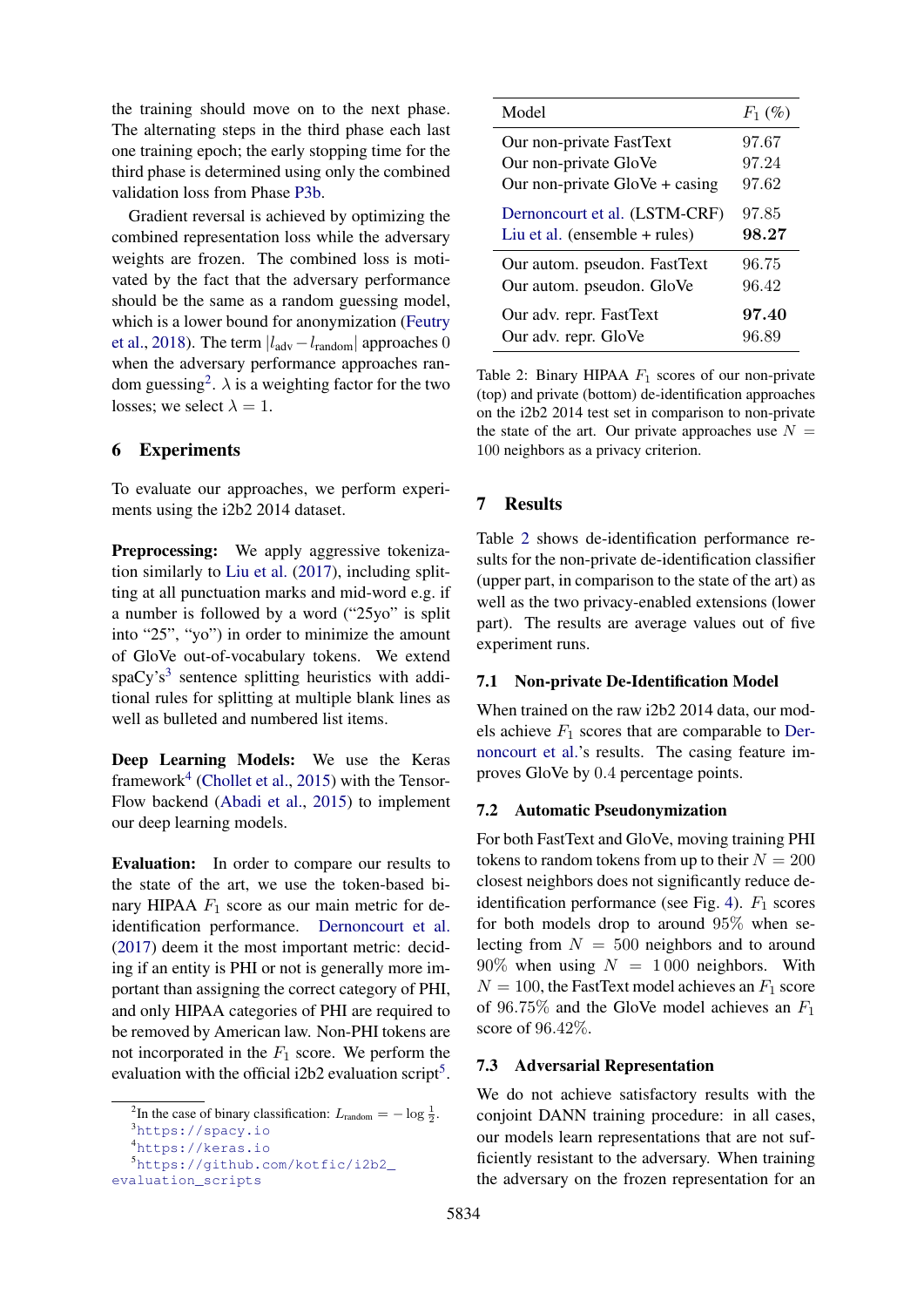the training should move on to the next phase. The alternating steps in the third phase each last one training epoch; the early stopping time for the third phase is determined using only the combined validation loss from Phase P3b.

Gradient reversal is achieved by optimizing the combined representation loss while the adversary weights are frozen. The combined loss is motivated by the fact that the adversary performance should be the same as a random guessing model, which is a lower bound for anonymization (Feutry et al., 2018). The term $|l_{\text{adv}} - l_{\text{random}}|$ approaches 0 when the adversary performance approaches random guessing[2]. $\lambda$ is a weighting factor for the two losses; we select $\lambda = 1$.

## 6 Experiments

To evaluate our approaches, we perform experiments using the i2b2 2014 dataset.

**Preprocessing:** We apply aggressive tokenization similarly to Liu et al. (2017), including splitting at all punctuation marks and mid-word e.g. if a number is followed by a word ("25yo" is split into "25", "yo") in order to minimize the amount of GloVe out-of-vocabulary tokens. We extend spaCy's[3] sentence splitting heuristics with additional rules for splitting at multiple blank lines as well as bulleted and numbered list items.

**Deep Learning Models:** We use the Keras framework[4] (Chollet et al., 2015) with the TensorFlow backend (Abadi et al., 2015) to implement our deep learning models.

**Evaluation:** In order to compare our results to the state of the art, we use the token-based binary HIPAA $F_1$ score as our main metric for de-identification performance. Dernoncourt et al. (2017) deem it the most important metric: deciding if an entity is PHI or not is generally more important than assigning the correct category of PHI, and only HIPAA categories of PHI are required to be removed by American law. Non-PHI tokens are not incorporated in the $F_1$ score. We perform the evaluation with the official i2b2 evaluation script[5].

[2] In the case of binary classification: $L_{\text{random}} = -\log \frac{1}{2}$.

[3] https://spacy.io

[4] https://keras.io

[5] https://github.com/kotfic/i2b2_evaluation_scripts

| Model | $F_1$ (%) |
|---|---|
| Our non-private FastText | 97.67 |
| Our non-private GloVe | 97.24 |
| Our non-private GloVe + casing | 97.62 |
| Dernoncourt et al. (LSTM-CRF) | 97.85 |
| Liu et al. (ensemble + rules) | **98.27** |
| Our autom. pseudon. FastText | 96.75 |
| Our autom. pseudon. GloVe | 96.42 |
| Our adv. repr. FastText | **97.40** |
| Our adv. repr. GloVe | 96.89 |

Table 2: Binary HIPAA $F_1$ scores of our non-private (top) and private (bottom) de-identification approaches on the i2b2 2014 test set in comparison to non-private the state of the art. Our private approaches use $N = 100$ neighbors as a privacy criterion.

## 7 Results

Table 2 shows de-identification performance results for the non-private de-identification classifier (upper part, in comparison to the state of the art) as well as the two privacy-enabled extensions (lower part). The results are average values out of five experiment runs.

### 7.1 Non-private De-Identification Model

When trained on the raw i2b2 2014 data, our models achieve $F_1$ scores that are comparable to Dernoncourt et al.'s results. The casing feature improves GloVe by 0.4 percentage points.

### 7.2 Automatic Pseudonymization

For both FastText and GloVe, moving training PHI tokens to random tokens from up to their $N = 200$ closest neighbors does not significantly reduce de-identification performance (see Fig. 4). $F_1$ scores for both models drop to around 95% when selecting from $N = 500$ neighbors and to around 90% when using $N = 1\,000$ neighbors. With $N = 100$, the FastText model achieves an $F_1$ score of 96.75% and the GloVe model achieves an $F_1$ score of 96.42%.

### 7.3 Adversarial Representation

We do not achieve satisfactory results with the conjoint DANN training procedure: in all cases, our models learn representations that are not sufficiently resistant to the adversary. When training the adversary on the frozen representation for an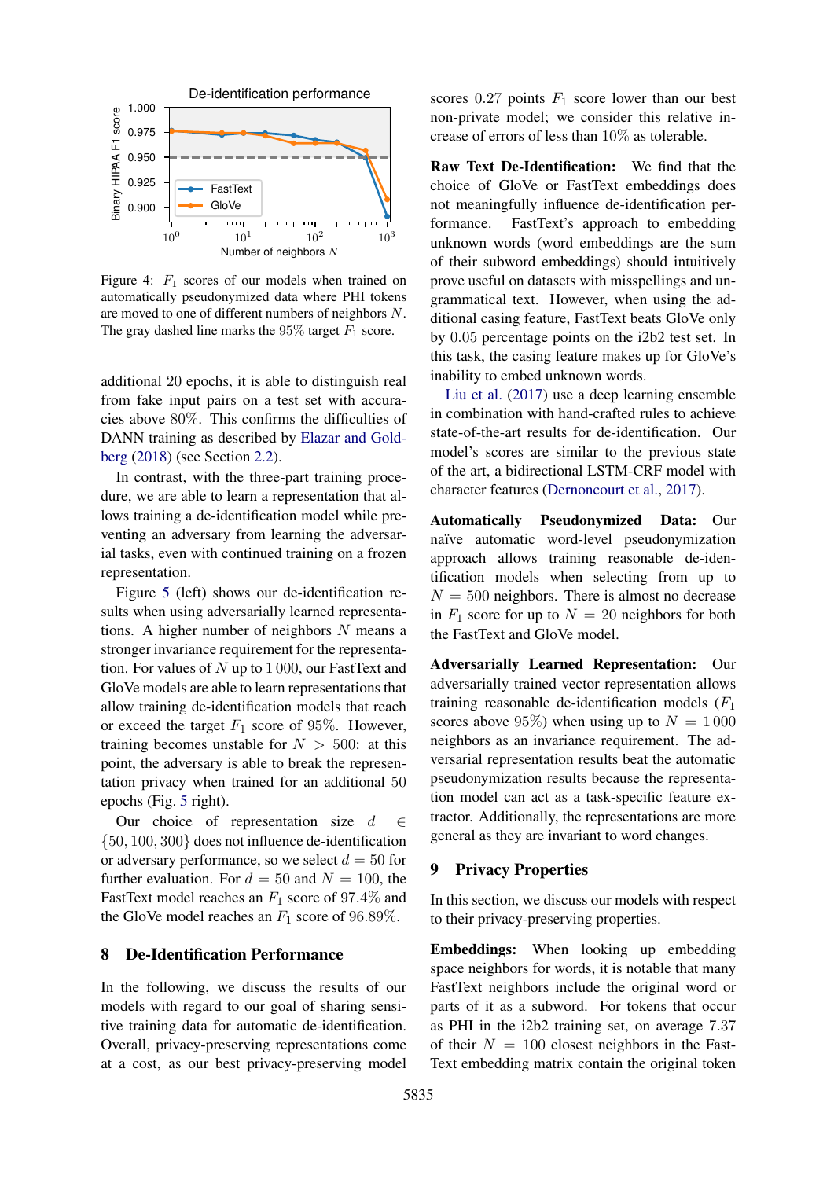Figure 4: $F_1$ scores of our models when trained on automatically pseudonymized data where PHI tokens are moved to one of different numbers of neighbors $N$. The gray dashed line marks the 95% target $F_1$ score.

additional 20 epochs, it is able to distinguish real from fake input pairs on a test set with accuracies above 80%. This confirms the difficulties of DANN training as described by Elazar and Goldberg (2018) (see Section 2.2).

In contrast, with the three-part training procedure, we are able to learn a representation that allows training a de-identification model while preventing an adversary from learning the adversarial tasks, even with continued training on a frozen representation.

Figure 5 (left) shows our de-identification results when using adversarially learned representations. A higher number of neighbors $N$ means a stronger invariance requirement for the representation. For values of $N$ up to 1 000, our FastText and GloVe models are able to learn representations that allow training de-identification models that reach or exceed the target $F_1$ score of 95%. However, training becomes unstable for $N > 500$: at this point, the adversary is able to break the representation privacy when trained for an additional 50 epochs (Fig. 5 right).

Our choice of representation size $d \in \{50, 100, 300\}$ does not influence de-identification or adversary performance, so we select $d = 50$ for further evaluation. For $d = 50$ and $N = 100$, the FastText model reaches an $F_1$ score of 97.4% and the GloVe model reaches an $F_1$ score of 96.89%.

## 8 De-Identification Performance

In the following, we discuss the results of our models with regard to our goal of sharing sensitive training data for automatic de-identification. Overall, privacy-preserving representations come at a cost, as our best privacy-preserving model scores 0.27 points $F_1$ score lower than our best non-private model; we consider this relative increase of errors of less than 10% as tolerable.

**Raw Text De-Identification:** We find that the choice of GloVe or FastText embeddings does not meaningfully influence de-identification performance. FastText's approach to embedding unknown words (word embeddings are the sum of their subword embeddings) should intuitively prove useful on datasets with misspellings and ungrammatical text. However, when using the additional casing feature, FastText beats GloVe only by 0.05 percentage points on the i2b2 test set. In this task, the casing feature makes up for GloVe's inability to embed unknown words.

Liu et al. (2017) use a deep learning ensemble in combination with hand-crafted rules to achieve state-of-the-art results for de-identification. Our model's scores are similar to the previous state of the art, a bidirectional LSTM-CRF model with character features (Dernoncourt et al., 2017).

**Automatically Pseudonymized Data:** Our naïve automatic word-level pseudonymization approach allows training reasonable de-identification models when selecting from up to $N = 500$ neighbors. There is almost no decrease in $F_1$ score for up to $N = 20$ neighbors for both the FastText and GloVe model.

**Adversarially Learned Representation:** Our adversarially trained vector representation allows training reasonable de-identification models ($F_1$ scores above 95%) when using up to $N = 1\,000$ neighbors as an invariance requirement. The adversarial representation results beat the automatic pseudonymization results because the representation model can act as a task-specific feature extractor. Additionally, the representations are more general as they are invariant to word changes.

## 9 Privacy Properties

In this section, we discuss our models with respect to their privacy-preserving properties.

**Embeddings:** When looking up embedding space neighbors for words, it is notable that many FastText neighbors include the original word or parts of it as a subword. For tokens that occur as PHI in the i2b2 training set, on average 7.37 of their $N = 100$ closest neighbors in the FastText embedding matrix contain the original token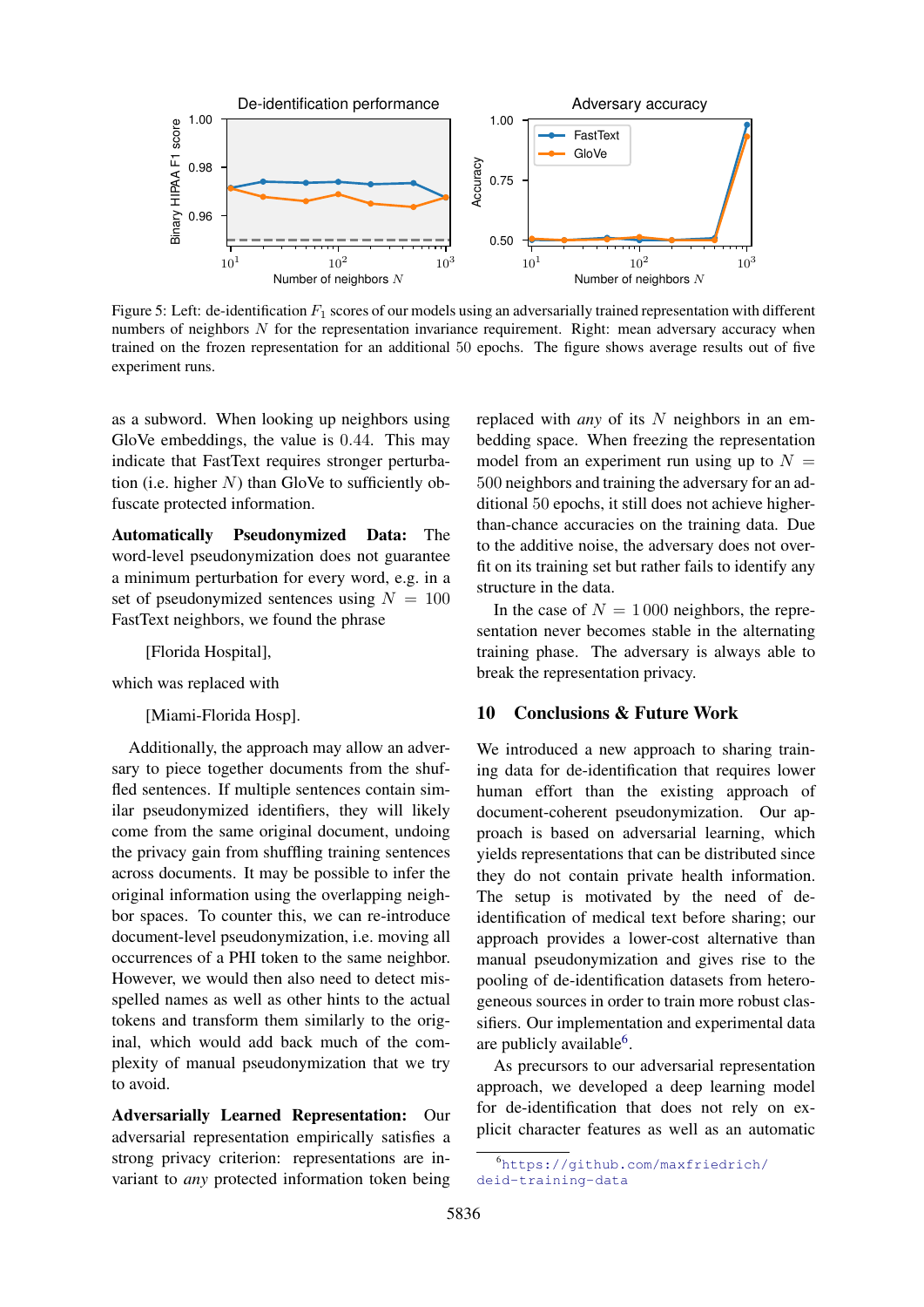Figure 5: Left: de-identification $F_1$ scores of our models using an adversarially trained representation with different numbers of neighbors $N$ for the representation invariance requirement. Right: mean adversary accuracy when trained on the frozen representation for an additional 50 epochs. The figure shows average results out of five experiment runs.

as a subword. When looking up neighbors using GloVe embeddings, the value is 0.44. This may indicate that FastText requires stronger perturbation (i.e. higher $N$) than GloVe to sufficiently obfuscate protected information.

**Automatically Pseudonymized Data:** The word-level pseudonymization does not guarantee a minimum perturbation for every word, e.g. in a set of pseudonymized sentences using $N = 100$ FastText neighbors, we found the phrase

[Florida Hospital],

which was replaced with

[Miami-Florida Hosp].

Additionally, the approach may allow an adversary to piece together documents from the shuffled sentences. If multiple sentences contain similar pseudonymized identifiers, they will likely come from the same original document, undoing the privacy gain from shuffling training sentences across documents. It may be possible to infer the original information using the overlapping neighbor spaces. To counter this, we can re-introduce document-level pseudonymization, i.e. moving all occurrences of a PHI token to the same neighbor. However, we would then also need to detect misspelled names as well as other hints to the actual tokens and transform them similarly to the original, which would add back much of the complexity of manual pseudonymization that we try to avoid.

**Adversarially Learned Representation:** Our adversarial representation empirically satisfies a strong privacy criterion: representations are invariant to *any* protected information token being replaced with *any* of its $N$ neighbors in an embedding space. When freezing the representation model from an experiment run using up to $N = 500$ neighbors and training the adversary for an additional 50 epochs, it still does not achieve higher-than-chance accuracies on the training data. Due to the additive noise, the adversary does not overfit on its training set but rather fails to identify any structure in the data.

In the case of $N = 1\,000$ neighbors, the representation never becomes stable in the alternating training phase. The adversary is always able to break the representation privacy.

## 10 Conclusions & Future Work

We introduced a new approach to sharing training data for de-identification that requires lower human effort than the existing approach of document-coherent pseudonymization. Our approach is based on adversarial learning, which yields representations that can be distributed since they do not contain private health information. The setup is motivated by the need of de-identification of medical text before sharing; our approach provides a lower-cost alternative than manual pseudonymization and gives rise to the pooling of de-identification datasets from heterogeneous sources in order to train more robust classifiers. Our implementation and experimental data are publicly available[6].

As precursors to our adversarial representation approach, we developed a deep learning model for de-identification that does not rely on explicit character features as well as an automatic

[6] https://github.com/maxfriedrich/deid-training-data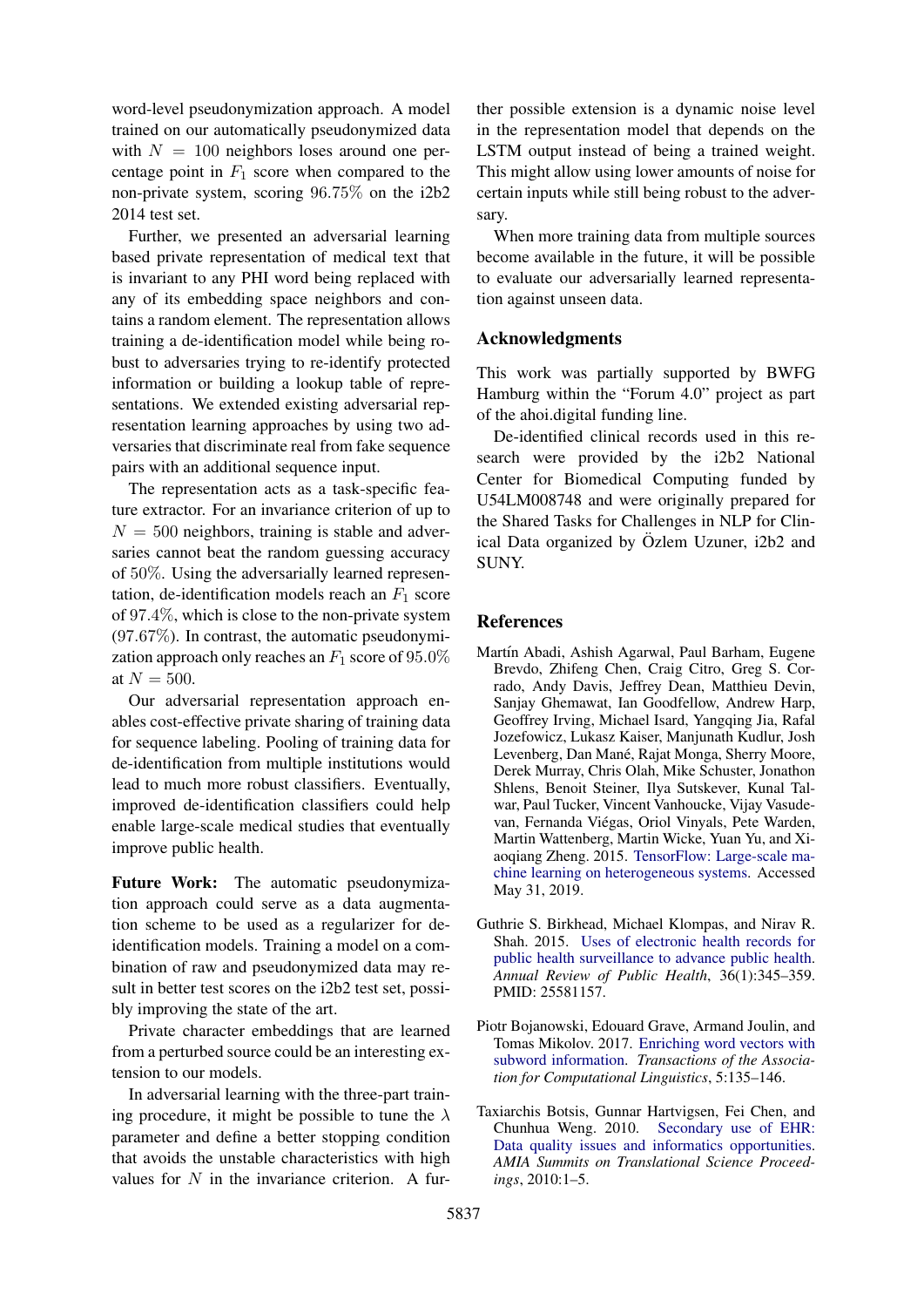word-level pseudonymization approach. A model trained on our automatically pseudonymized data with $N = 100$ neighbors loses around one percentage point in $F_1$ score when compared to the non-private system, scoring $96.75\%$ on the i2b2 2014 test set.

Further, we presented an adversarial learning based private representation of medical text that is invariant to any PHI word being replaced with any of its embedding space neighbors and contains a random element. The representation allows training a de-identification model while being robust to adversaries trying to re-identify protected information or building a lookup table of representations. We extended existing adversarial representation learning approaches by using two adversaries that discriminate real from fake sequence pairs with an additional sequence input.

The representation acts as a task-specific feature extractor. For an invariance criterion of up to $N = 500$ neighbors, training is stable and adversaries cannot beat the random guessing accuracy of $50\%$. Using the adversarially learned representation, de-identification models reach an $F_1$ score of $97.4\%$, which is close to the non-private system ($97.67\%$). In contrast, the automatic pseudonymization approach only reaches an $F_1$ score of $95.0\%$ at $N = 500$.

Our adversarial representation approach enables cost-effective private sharing of training data for sequence labeling. Pooling of training data for de-identification from multiple institutions would lead to much more robust classifiers. Eventually, improved de-identification classifiers could help enable large-scale medical studies that eventually improve public health.

**Future Work:** The automatic pseudonymization approach could serve as a data augmentation scheme to be used as a regularizer for de-identification models. Training a model on a combination of raw and pseudonymized data may result in better test scores on the i2b2 test set, possibly improving the state of the art.

Private character embeddings that are learned from a perturbed source could be an interesting extension to our models.

In adversarial learning with the three-part training procedure, it might be possible to tune the $\lambda$ parameter and define a better stopping condition that avoids the unstable characteristics with high values for $N$ in the invariance criterion. A further possible extension is a dynamic noise level in the representation model that depends on the LSTM output instead of being a trained weight. This might allow using lower amounts of noise for certain inputs while still being robust to the adversary.

When more training data from multiple sources become available in the future, it will be possible to evaluate our adversarially learned representation against unseen data.

## Acknowledgments

This work was partially supported by BWFG Hamburg within the "Forum 4.0" project as part of the ahoi.digital funding line.

De-identified clinical records used in this research were provided by the i2b2 National Center for Biomedical Computing funded by U54LM008748 and were originally prepared for the Shared Tasks for Challenges in NLP for Clinical Data organized by Özlem Uzuner, i2b2 and SUNY.

## References

Martín Abadi, Ashish Agarwal, Paul Barham, Eugene Brevdo, Zhifeng Chen, Craig Citro, Greg S. Corrado, Andy Davis, Jeffrey Dean, Matthieu Devin, Sanjay Ghemawat, Ian Goodfellow, Andrew Harp, Geoffrey Irving, Michael Isard, Yangqing Jia, Rafal Jozefowicz, Lukasz Kaiser, Manjunath Kudlur, Josh Levenberg, Dan Mané, Rajat Monga, Sherry Moore, Derek Murray, Chris Olah, Mike Schuster, Jonathon Shlens, Benoit Steiner, Ilya Sutskever, Kunal Talwar, Paul Tucker, Vincent Vanhoucke, Vijay Vasudevan, Fernanda Viégas, Oriol Vinyals, Pete Warden, Martin Wattenberg, Martin Wicke, Yuan Yu, and Xiaoqiang Zheng. 2015. TensorFlow: Large-scale machine learning on heterogeneous systems. Accessed May 31, 2019.

Guthrie S. Birkhead, Michael Klompas, and Nirav R. Shah. 2015. Uses of electronic health records for public health surveillance to advance public health. *Annual Review of Public Health*, 36(1):345–359. PMID: 25581157.

Piotr Bojanowski, Edouard Grave, Armand Joulin, and Tomas Mikolov. 2017. Enriching word vectors with subword information. *Transactions of the Association for Computational Linguistics*, 5:135–146.

Taxiarchis Botsis, Gunnar Hartvigsen, Fei Chen, and Chunhua Weng. 2010. Secondary use of EHR: Data quality issues and informatics opportunities. *AMIA Summits on Translational Science Proceedings*, 2010:1–5.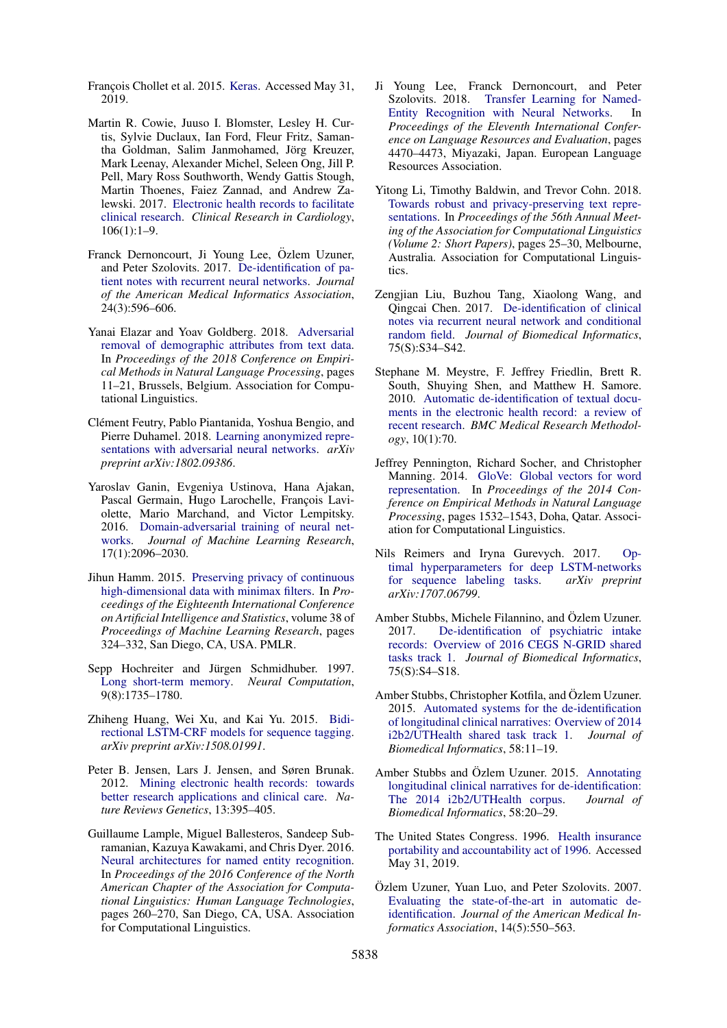François Chollet et al. 2015. Keras. Accessed May 31, 2019.

Martin R. Cowie, Juuso I. Blomster, Lesley H. Curtis, Sylvie Duclaux, Ian Ford, Fleur Fritz, Samantha Goldman, Salim Janmohamed, Jörg Kreuzer, Mark Leenay, Alexander Michel, Seleen Ong, Jill P. Pell, Mary Ross Southworth, Wendy Gattis Stough, Martin Thoenes, Faiez Zannad, and Andrew Zalewski. 2017. Electronic health records to facilitate clinical research. *Clinical Research in Cardiology*, 106(1):1–9.

Franck Dernoncourt, Ji Young Lee, Özlem Uzuner, and Peter Szolovits. 2017. De-identification of patient notes with recurrent neural networks. *Journal of the American Medical Informatics Association*, 24(3):596–606.

Yanai Elazar and Yoav Goldberg. 2018. Adversarial removal of demographic attributes from text data. In *Proceedings of the 2018 Conference on Empirical Methods in Natural Language Processing*, pages 11–21, Brussels, Belgium. Association for Computational Linguistics.

Clément Feutry, Pablo Piantanida, Yoshua Bengio, and Pierre Duhamel. 2018. Learning anonymized representations with adversarial neural networks. *arXiv preprint arXiv:1802.09386*.

Yaroslav Ganin, Evgeniya Ustinova, Hana Ajakan, Pascal Germain, Hugo Larochelle, François Laviolette, Mario Marchand, and Victor Lempitsky. 2016. Domain-adversarial training of neural networks. *Journal of Machine Learning Research*, 17(1):2096–2030.

Jihun Hamm. 2015. Preserving privacy of continuous high-dimensional data with minimax filters. In *Proceedings of the Eighteenth International Conference on Artificial Intelligence and Statistics*, volume 38 of *Proceedings of Machine Learning Research*, pages 324–332, San Diego, CA, USA. PMLR.

Sepp Hochreiter and Jürgen Schmidhuber. 1997. Long short-term memory. *Neural Computation*, 9(8):1735–1780.

Zhiheng Huang, Wei Xu, and Kai Yu. 2015. Bidirectional LSTM-CRF models for sequence tagging. *arXiv preprint arXiv:1508.01991*.

Peter B. Jensen, Lars J. Jensen, and Søren Brunak. 2012. Mining electronic health records: towards better research applications and clinical care. *Nature Reviews Genetics*, 13:395–405.

Guillaume Lample, Miguel Ballesteros, Sandeep Subramanian, Kazuya Kawakami, and Chris Dyer. 2016. Neural architectures for named entity recognition. In *Proceedings of the 2016 Conference of the North American Chapter of the Association for Computational Linguistics: Human Language Technologies*, pages 260–270, San Diego, CA, USA. Association for Computational Linguistics.

Ji Young Lee, Franck Dernoncourt, and Peter Szolovits. 2018. Transfer Learning for Named-Entity Recognition with Neural Networks. In *Proceedings of the Eleventh International Conference on Language Resources and Evaluation*, pages 4470–4473, Miyazaki, Japan. European Language Resources Association.

Yitong Li, Timothy Baldwin, and Trevor Cohn. 2018. Towards robust and privacy-preserving text representations. In *Proceedings of the 56th Annual Meeting of the Association for Computational Linguistics (Volume 2: Short Papers)*, pages 25–30, Melbourne, Australia. Association for Computational Linguistics.

Zengjian Liu, Buzhou Tang, Xiaolong Wang, and Qingcai Chen. 2017. De-identification of clinical notes via recurrent neural network and conditional random field. *Journal of Biomedical Informatics*, 75(S):S34–S42.

Stephane M. Meystre, F. Jeffrey Friedlin, Brett R. South, Shuying Shen, and Matthew H. Samore. 2010. Automatic de-identification of textual documents in the electronic health record: a review of recent research. *BMC Medical Research Methodology*, 10(1):70.

Jeffrey Pennington, Richard Socher, and Christopher Manning. 2014. GloVe: Global vectors for word representation. In *Proceedings of the 2014 Conference on Empirical Methods in Natural Language Processing*, pages 1532–1543, Doha, Qatar. Association for Computational Linguistics.

Nils Reimers and Iryna Gurevych. 2017. Optimal hyperparameters for deep LSTM-networks for sequence labeling tasks. *arXiv preprint arXiv:1707.06799*.

Amber Stubbs, Michele Filannino, and Özlem Uzuner. 2017. De-identification of psychiatric intake records: Overview of 2016 CEGS N-GRID shared tasks track 1. *Journal of Biomedical Informatics*, 75(S):S4–S18.

Amber Stubbs, Christopher Kotfila, and Özlem Uzuner. 2015. Automated systems for the de-identification of longitudinal clinical narratives: Overview of 2014 i2b2/UTHealth shared task track 1. *Journal of Biomedical Informatics*, 58:11–19.

Amber Stubbs and Özlem Uzuner. 2015. Annotating longitudinal clinical narratives for de-identification: The 2014 i2b2/UTHealth corpus. *Journal of Biomedical Informatics*, 58:20–29.

The United States Congress. 1996. Health insurance portability and accountability act of 1996. Accessed May 31, 2019.

Özlem Uzuner, Yuan Luo, and Peter Szolovits. 2007. Evaluating the state-of-the-art in automatic de-identification. *Journal of the American Medical Informatics Association*, 14(5):550–563.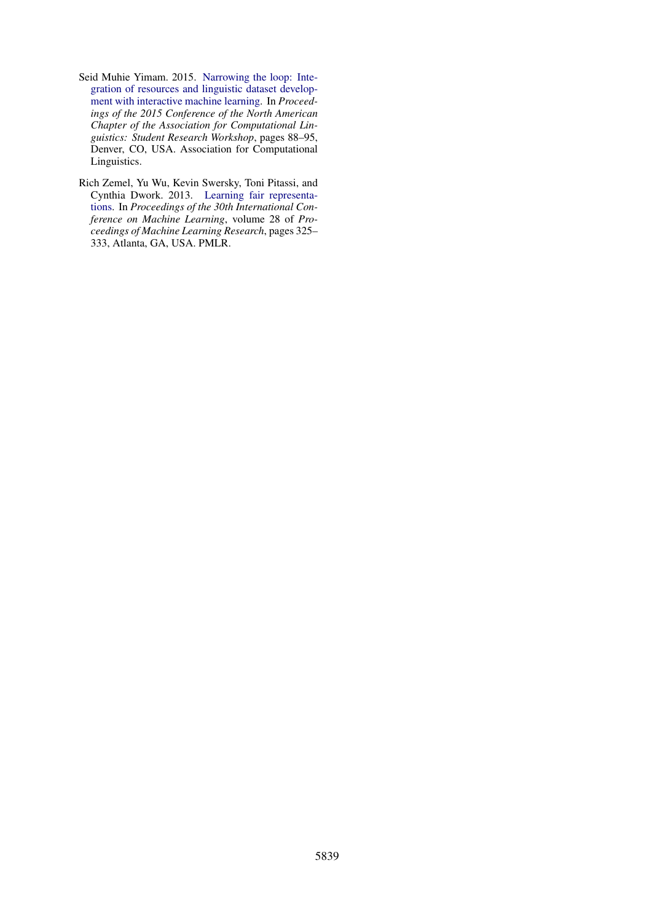Seid Muhie Yimam. 2015. Narrowing the loop: Integration of resources and linguistic dataset development with interactive machine learning. In *Proceedings of the 2015 Conference of the North American Chapter of the Association for Computational Linguistics: Student Research Workshop*, pages 88–95, Denver, CO, USA. Association for Computational Linguistics.

Rich Zemel, Yu Wu, Kevin Swersky, Toni Pitassi, and Cynthia Dwork. 2013. Learning fair representations. In *Proceedings of the 30th International Conference on Machine Learning*, volume 28 of *Proceedings of Machine Learning Research*, pages 325–333, Atlanta, GA, USA. PMLR.